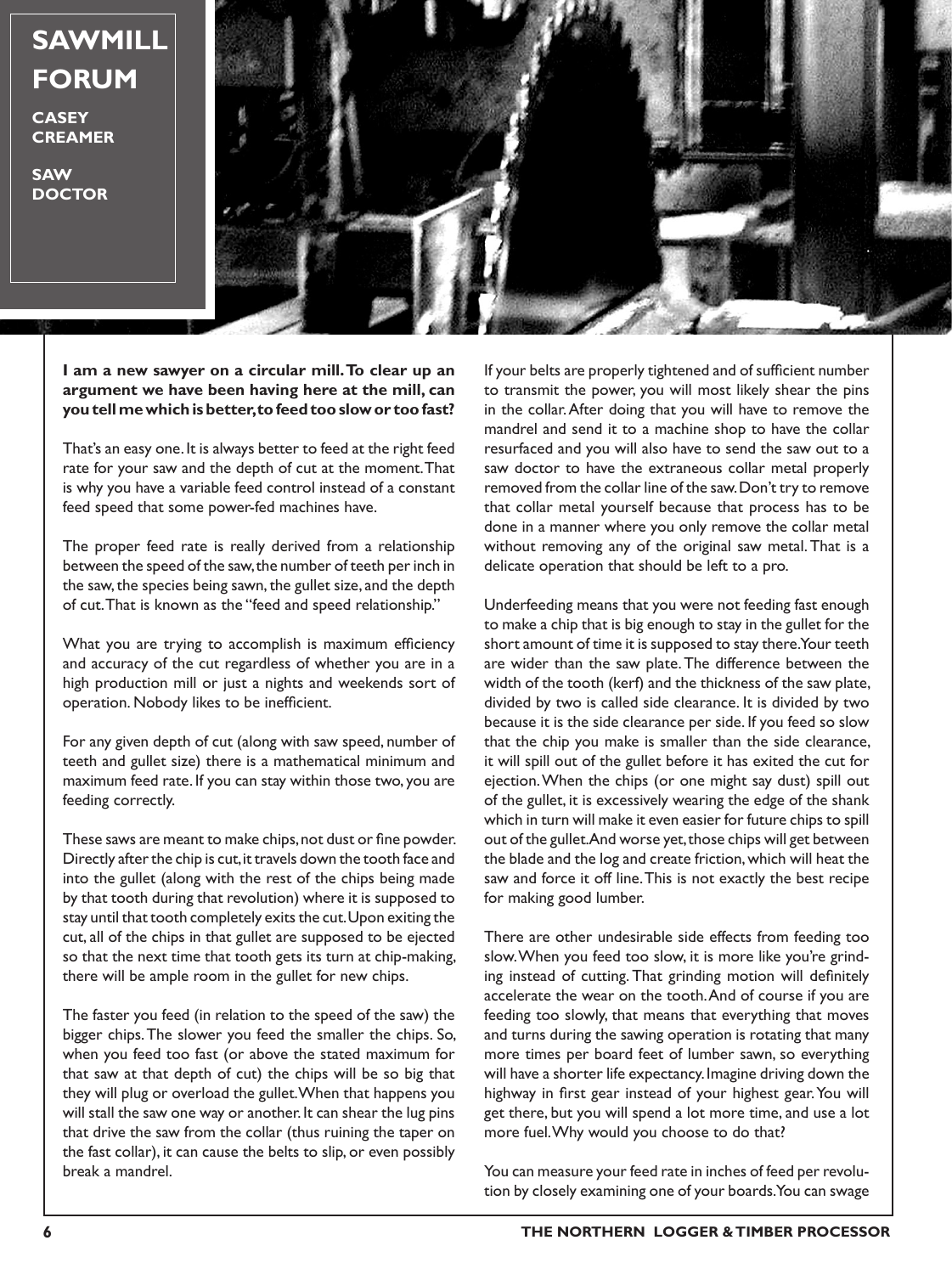# SAWMILL FORUM

**CASEY CREAMER**

**SAW DOCTOR**

**I am a new sawyer on a circular mill. To clear up an argument we have been having here at the mill, can you tell me which is better, to feed too slow or too fast?**

That's an easy one. It is always better to feed at the right feed rate for your saw and the depth of cut at the moment. That is why you have a variable feed control instead of a constant feed speed that some power-fed machines have.

The proper feed rate is really derived from a relationship between the speed of the saw, the number of teeth per inch in the saw, the species being sawn, the gullet size, and the depth of cut. That is known as the "feed and speed relationship."

What you are trying to accomplish is maximum efficiency and accuracy of the cut regardless of whether you are in a high production mill or just a nights and weekends sort of operation. Nobody likes to be inefficient.

For any given depth of cut (along with saw speed, number of teeth and gullet size) there is a mathematical minimum and maximum feed rate. If you can stay within those two, you are feeding correctly.

These saws are meant to make chips, not dust or fine powder. Directly after the chip is cut, it travels down the tooth face and into the gullet (along with the rest of the chips being made by that tooth during that revolution) where it is supposed to stay until that tooth completely exits the cut. Upon exiting the cut, all of the chips in that gullet are supposed to be ejected so that the next time that tooth gets its turn at chip-making, there will be ample room in the gullet for new chips.

The faster you feed (in relation to the speed of the saw) the bigger chips. The slower you feed the smaller the chips. So, when you feed too fast (or above the stated maximum for that saw at that depth of cut) the chips will be so big that they will plug or overload the gullet. When that happens you will stall the saw one way or another. It can shear the lug pins that drive the saw from the collar (thus ruining the taper on the fast collar), it can cause the belts to slip, or even possibly break a mandrel.

If your belts are properly tightened and of sufficient number to transmit the power, you will most likely shear the pins in the collar. After doing that you will have to remove the mandrel and send it to a machine shop to have the collar resurfaced and you will also have to send the saw out to a saw doctor to have the extraneous collar metal properly removed from the collar line of the saw. Don't try to remove that collar metal yourself because that process has to be done in a manner where you only remove the collar metal without removing any of the original saw metal. That is a delicate operation that should be left to a pro.

Underfeeding means that you were not feeding fast enough to make a chip that is big enough to stay in the gullet for the short amount of time it is supposed to stay there. Your teeth are wider than the saw plate. The difference between the width of the tooth (kerf) and the thickness of the saw plate, divided by two is called side clearance. It is divided by two because it is the side clearance per side. If you feed so slow that the chip you make is smaller than the side clearance, it will spill out of the gullet before it has exited the cut for ejection. When the chips (or one might say dust) spill out of the gullet, it is excessively wearing the edge of the shank which in turn will make it even easier for future chips to spill out of the gullet. And worse yet, those chips will get between the blade and the log and create friction, which will heat the saw and force it off line. This is not exactly the best recipe for making good lumber.

There are other undesirable side effects from feeding too slow. When you feed too slow, it is more like you're grinding instead of cutting. That grinding motion will definitely accelerate the wear on the tooth. And of course if you are feeding too slowly, that means that everything that moves and turns during the sawing operation is rotating that many more times per board feet of lumber sawn, so everything will have a shorter life expectancy. Imagine driving down the highway in first gear instead of your highest gear. You will get there, but you will spend a lot more time, and use a lot more fuel. Why would you choose to do that?

You can measure your feed rate in inches of feed per revolution by closely examining one of your boards. You can swage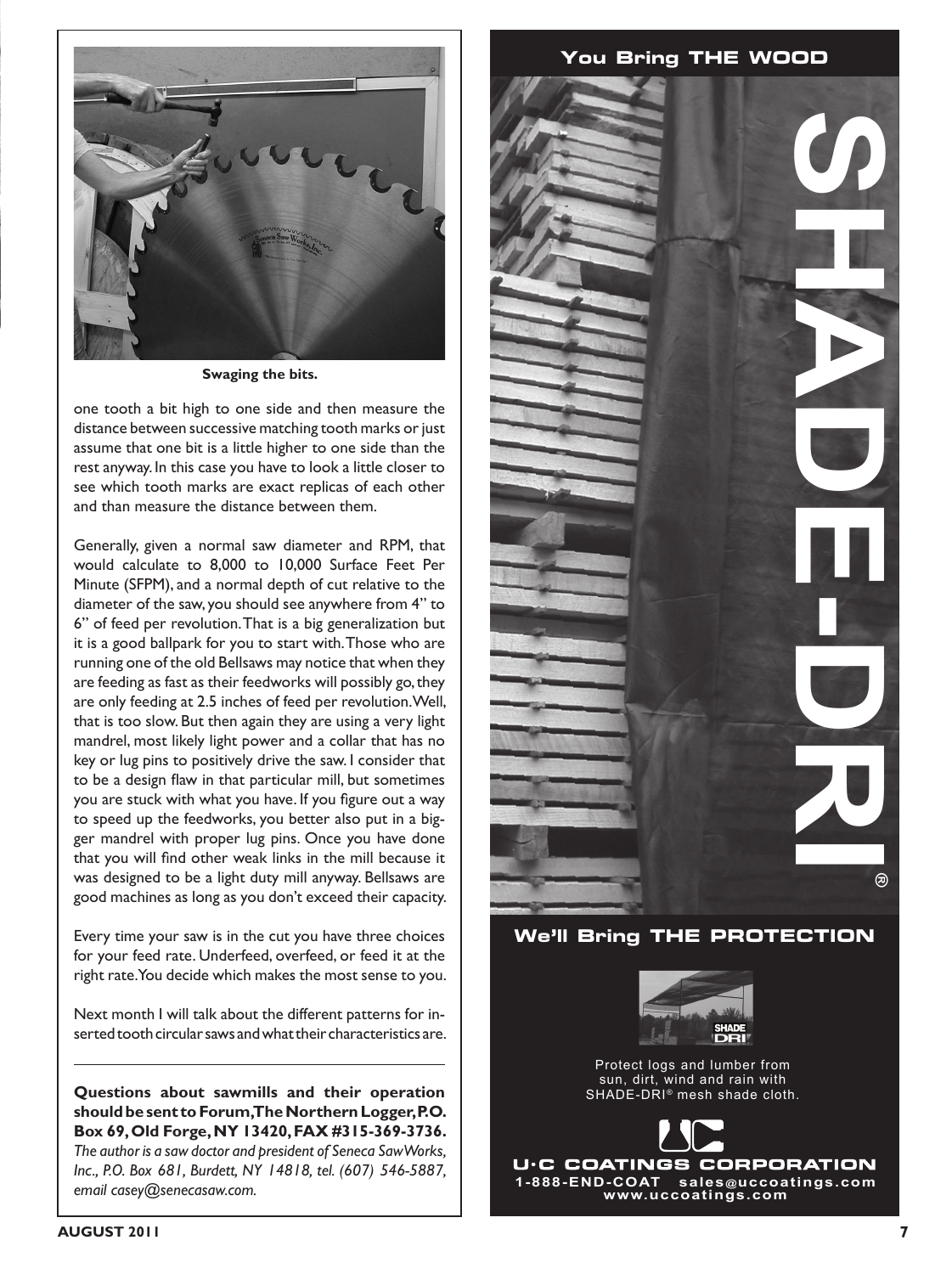Swaging the bits.

one tooth a bit high to one side and then measure the distance between successive matching tooth marks or just assume that one bit is a little higher to one side than the rest anyway. In this case you have to look a little closer to see which tooth marks are exact replicas of each other and than measure the distance between them.

Generally, given a normal saw diameter and RPM, that would calculate to 8,000 to 10,000 Surface Feet Per Minute (SFPM), and a normal depth of cut relative to the diameter of the saw, you should see anywhere from 4" to 6" of feed per revolution. That is a big generalization but it is a good ballpark for you to start with. Those who are running one of the old Bellsaws may notice that when they are feeding as fast as their feedworks will possibly go, they are only feeding at 2.5 inches of feed per revolution. Well, that is too slow. But then again they are using a very light mandrel, most likely light power and a collar that has no key or lug pins to positively drive the saw. I consider that to be a design flaw in that particular mill, but sometimes you are stuck with what you have. If you figure out a way to speed up the feedworks, you better also put in a bigger mandrel with proper lug pins. Once you have done that you will find other weak links in the mill because it was designed to be a light duty mill anyway. Bellsaws are good machines as long as you don't exceed their capacity.

Every time your saw is in the cut you have three choices for your feed rate. Underfeed, overfeed, or feed it at the right rate. You decide which makes the most sense to you.

Next month I will talk about the different patterns for inserted tooth circular saws and what their characteristics are.

---

**Questions about sawmills and their operation should be sent to Forum, The Northern Logger, P.O. Box 69, Old Forge, NY 13420, FAX #315-369-3736.**

*The author is a saw doctor and president of Seneca SawWorks, Inc., P.O. Box 681, Burdett, NY 14818, tel. (607) 546-5887, email casey@senecasaw.com.*

---

**You Bring THE WOOD**

**SHADE-DRI®**

**We'll Bring THE PROTECTION**

Protect logs and lumber from sun, dirt, wind and rain with SHADE-DRI® mesh shade cloth.

**U·C COATINGS CORPORATION**

1-888-END-COAT sales@uccoatings.com
www.uccoatings.com